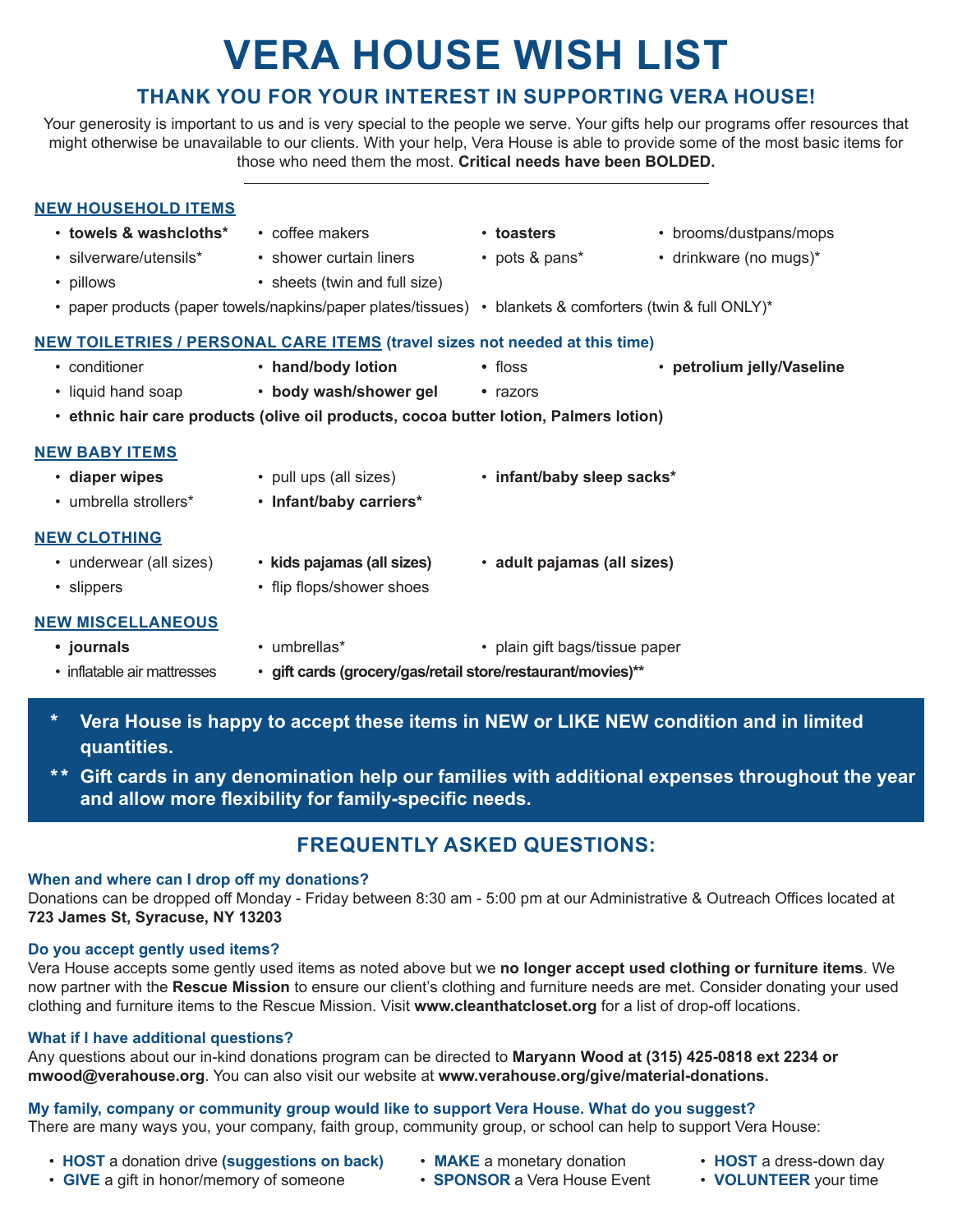# VERA HOUSE WISH LIST

## THANK YOU FOR YOUR INTEREST IN SUPPORTING VERA HOUSE!

Your generosity is important to us and is very special to the people we serve. Your gifts help our programs offer resources that might otherwise be unavailable to our clients. With your help, Vera House is able to provide some of the most basic items for those who need them the most. **Critical needs have been BOLDED.**

---

### NEW HOUSEHOLD ITEMS

- **towels & washcloths***
- coffee makers
- **toasters**
- brooms/dustpans/mops
- silverware/utensils*
- shower curtain liners
- pots & pans*
- drinkware (no mugs)*
- pillows
- sheets (twin and full size)
- paper products (paper towels/napkins/paper plates/tissues)
- blankets & comforters (twin & full ONLY)*

### NEW TOILETRIES / PERSONAL CARE ITEMS (travel sizes not needed at this time)

- conditioner
- **hand/body lotion**
- floss
- **petrolium jelly/Vaseline**
- liquid hand soap
- **body wash/shower gel**
- razors
- **ethnic hair care products (olive oil products, cocoa butter lotion, Palmers lotion)**

### NEW BABY ITEMS

- **diaper wipes**
- pull ups (all sizes)
- **infant/baby sleep sacks***
- umbrella strollers*
- **Infant/baby carriers***

### NEW CLOTHING

- underwear (all sizes)
- **kids pajamas (all sizes)**
- **adult pajamas (all sizes)**
- slippers
- flip flops/shower shoes

### NEW MISCELLANEOUS

- **journals**
- umbrellas*
- plain gift bags/tissue paper
- inflatable air mattresses
- **gift cards (grocery/gas/retail store/restaurant/movies)****

**\* Vera House is happy to accept these items in NEW or LIKE NEW condition and in limited quantities.**

**\*\* Gift cards in any denomination help our families with additional expenses throughout the year and allow more flexibility for family-specific needs.**

## FREQUENTLY ASKED QUESTIONS:

### When and where can I drop off my donations?

Donations can be dropped off Monday - Friday between 8:30 am - 5:00 pm at our Administrative & Outreach Offices located at **723 James St, Syracuse, NY 13203**

### Do you accept gently used items?

Vera House accepts some gently used items as noted above but we **no longer accept used clothing or furniture items**. We now partner with the **Rescue Mission** to ensure our client's clothing and furniture needs are met. Consider donating your used clothing and furniture items to the Rescue Mission. Visit **www.cleanthatcloset.org** for a list of drop-off locations.

### What if I have additional questions?

Any questions about our in-kind donations program can be directed to **Maryann Wood at (315) 425-0818 ext 2234 or mwood@verahouse.org**. You can also visit our website at **www.verahouse.org/give/material-donations.**

### My family, company or community group would like to support Vera House. What do you suggest?

There are many ways you, your company, faith group, community group, or school can help to support Vera House:

- **HOST** a donation drive **(suggestions on back)**
- **GIVE** a gift in honor/memory of someone
- **MAKE** a monetary donation
- **SPONSOR** a Vera House Event
- **HOST** a dress-down day
- **VOLUNTEER** your time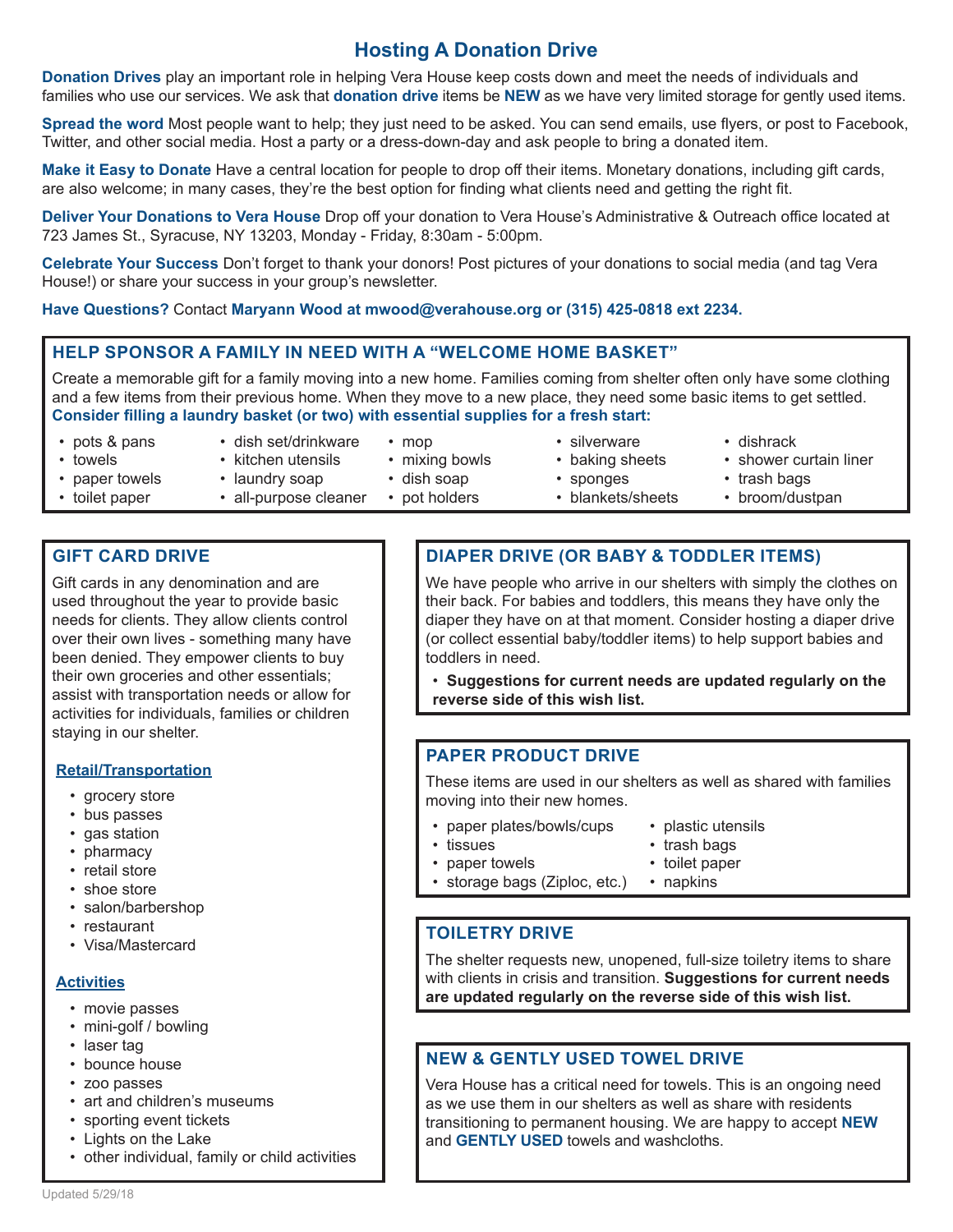# Hosting A Donation Drive

**Donation Drives** play an important role in helping Vera House keep costs down and meet the needs of individuals and families who use our services. We ask that **donation drive** items be **NEW** as we have very limited storage for gently used items.

**Spread the word** Most people want to help; they just need to be asked. You can send emails, use flyers, or post to Facebook, Twitter, and other social media. Host a party or a dress-down-day and ask people to bring a donated item.

**Make it Easy to Donate** Have a central location for people to drop off their items. Monetary donations, including gift cards, are also welcome; in many cases, they're the best option for finding what clients need and getting the right fit.

**Deliver Your Donations to Vera House** Drop off your donation to Vera House's Administrative & Outreach office located at 723 James St., Syracuse, NY 13203, Monday - Friday, 8:30am - 5:00pm.

**Celebrate Your Success** Don't forget to thank your donors! Post pictures of your donations to social media (and tag Vera House!) or share your success in your group's newsletter.

**Have Questions?** Contact **Maryann Wood at mwood@verahouse.org or (315) 425-0818 ext 2234.**

## HELP SPONSOR A FAMILY IN NEED WITH A "WELCOME HOME BASKET"

Create a memorable gift for a family moving into a new home. Families coming from shelter often only have some clothing and a few items from their previous home. When they move to a new place, they need some basic items to get settled. **Consider filling a laundry basket (or two) with essential supplies for a fresh start:**

- pots & pans
- towels
- paper towels
- toilet paper
- dish set/drinkware
- kitchen utensils
- laundry soap
- all-purpose cleaner
- mop
- mixing bowls
- dish soap
- pot holders
- silverware
- baking sheets
- sponges
- blankets/sheets
- dishrack
- shower curtain liner
- trash bags
- broom/dustpan

## GIFT CARD DRIVE

Gift cards in any denomination and are used throughout the year to provide basic needs for clients. They allow clients control over their own lives - something many have been denied. They empower clients to buy their own groceries and other essentials; assist with transportation needs or allow for activities for individuals, families or children staying in our shelter.

### Retail/Transportation

- grocery store
- bus passes
- gas station
- pharmacy
- retail store
- shoe store
- salon/barbershop
- restaurant
- Visa/Mastercard

### Activities

- movie passes
- mini-golf / bowling
- laser tag
- bounce house
- zoo passes
- art and children's museums
- sporting event tickets
- Lights on the Lake
- other individual, family or child activities

## DIAPER DRIVE (OR BABY & TODDLER ITEMS)

We have people who arrive in our shelters with simply the clothes on their back. For babies and toddlers, this means they have only the diaper they have on at that moment. Consider hosting a diaper drive (or collect essential baby/toddler items) to help support babies and toddlers in need.

- **Suggestions for current needs are updated regularly on the reverse side of this wish list.**

## PAPER PRODUCT DRIVE

These items are used in our shelters as well as shared with families moving into their new homes.

- paper plates/bowls/cups
- tissues
- paper towels
- storage bags (Ziploc, etc.)
- plastic utensils
- trash bags
- toilet paper
- napkins

## TOILETRY DRIVE

The shelter requests new, unopened, full-size toiletry items to share with clients in crisis and transition. **Suggestions for current needs are updated regularly on the reverse side of this wish list.**

## NEW & GENTLY USED TOWEL DRIVE

Vera House has a critical need for towels. This is an ongoing need as we use them in our shelters as well as share with residents transitioning to permanent housing. We are happy to accept **NEW** and **GENTLY USED** towels and washcloths.

Updated 5/29/18